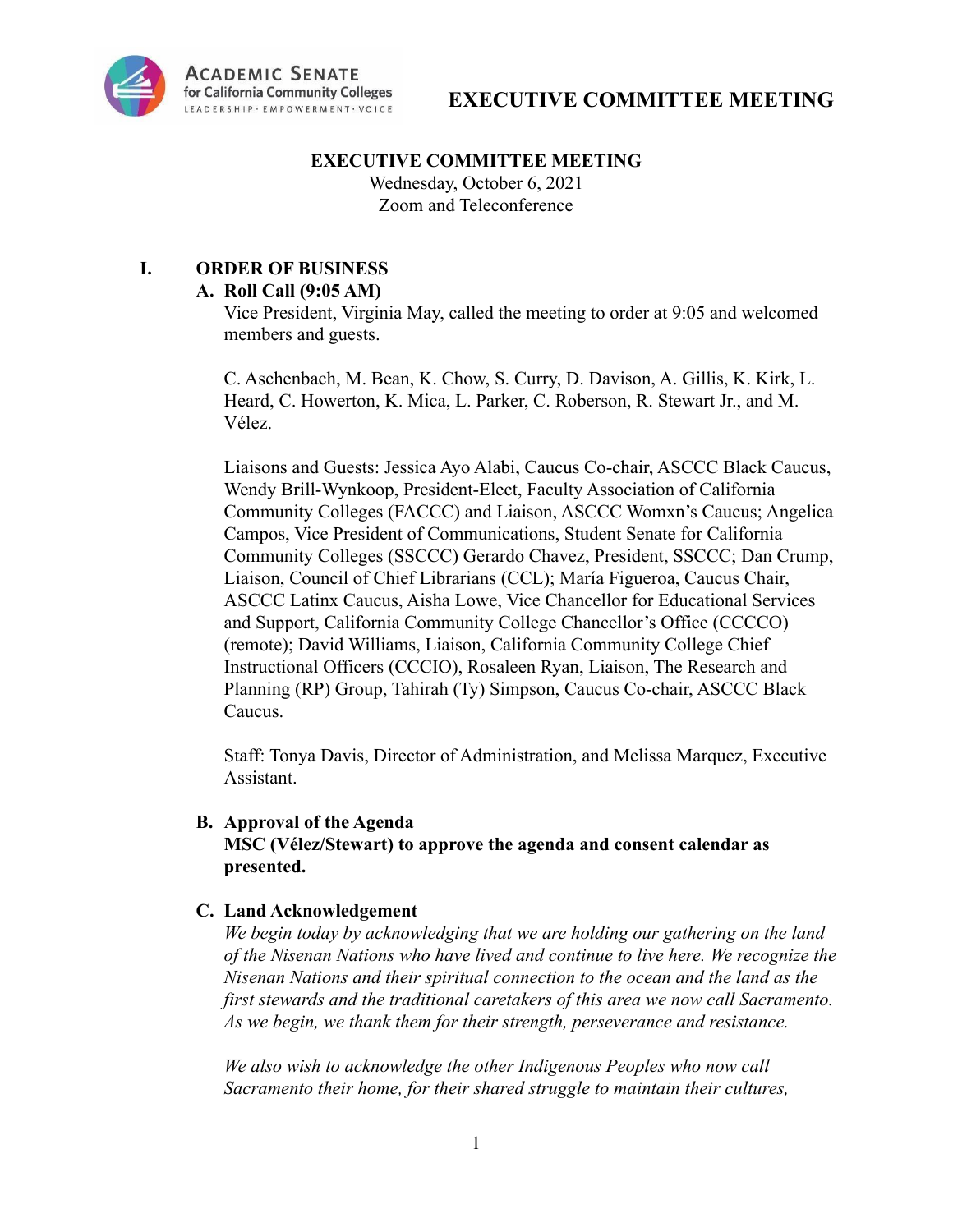# EXECUTIVE COMMITTEE MEETING

**EXECUTIVE COMMITTEE MEETING**
Wednesday, October 6, 2021
Zoom and Teleconference

## I. ORDER OF BUSINESS

### A. Roll Call (9:05 AM)

Vice President, Virginia May, called the meeting to order at 9:05 and welcomed members and guests.

C. Aschenbach, M. Bean, K. Chow, S. Curry, D. Davison, A. Gillis, K. Kirk, L. Heard, C. Howerton, K. Mica, L. Parker, C. Roberson, R. Stewart Jr., and M. Vélez.

Liaisons and Guests: Jessica Ayo Alabi, Caucus Co-chair, ASCCC Black Caucus, Wendy Brill-Wynkoop, President-Elect, Faculty Association of California Community Colleges (FACCC) and Liaison, ASCCC Womxn's Caucus; Angelica Campos, Vice President of Communications, Student Senate for California Community Colleges (SSCCC) Gerardo Chavez, President, SSCCC; Dan Crump, Liaison, Council of Chief Librarians (CCL); María Figueroa, Caucus Chair, ASCCC Latinx Caucus, Aisha Lowe, Vice Chancellor for Educational Services and Support, California Community College Chancellor's Office (CCCCO) (remote); David Williams, Liaison, California Community College Chief Instructional Officers (CCCIO), Rosaleen Ryan, Liaison, The Research and Planning (RP) Group, Tahirah (Ty) Simpson, Caucus Co-chair, ASCCC Black Caucus.

Staff: Tonya Davis, Director of Administration, and Melissa Marquez, Executive Assistant.

### B. Approval of the Agenda

**MSC (Vélez/Stewart) to approve the agenda and consent calendar as presented.**

### C. Land Acknowledgement

*We begin today by acknowledging that we are holding our gathering on the land of the Nisenan Nations who have lived and continue to live here. We recognize the Nisenan Nations and their spiritual connection to the ocean and the land as the first stewards and the traditional caretakers of this area we now call Sacramento. As we begin, we thank them for their strength, perseverance and resistance.*

*We also wish to acknowledge the other Indigenous Peoples who now call Sacramento their home, for their shared struggle to maintain their cultures,*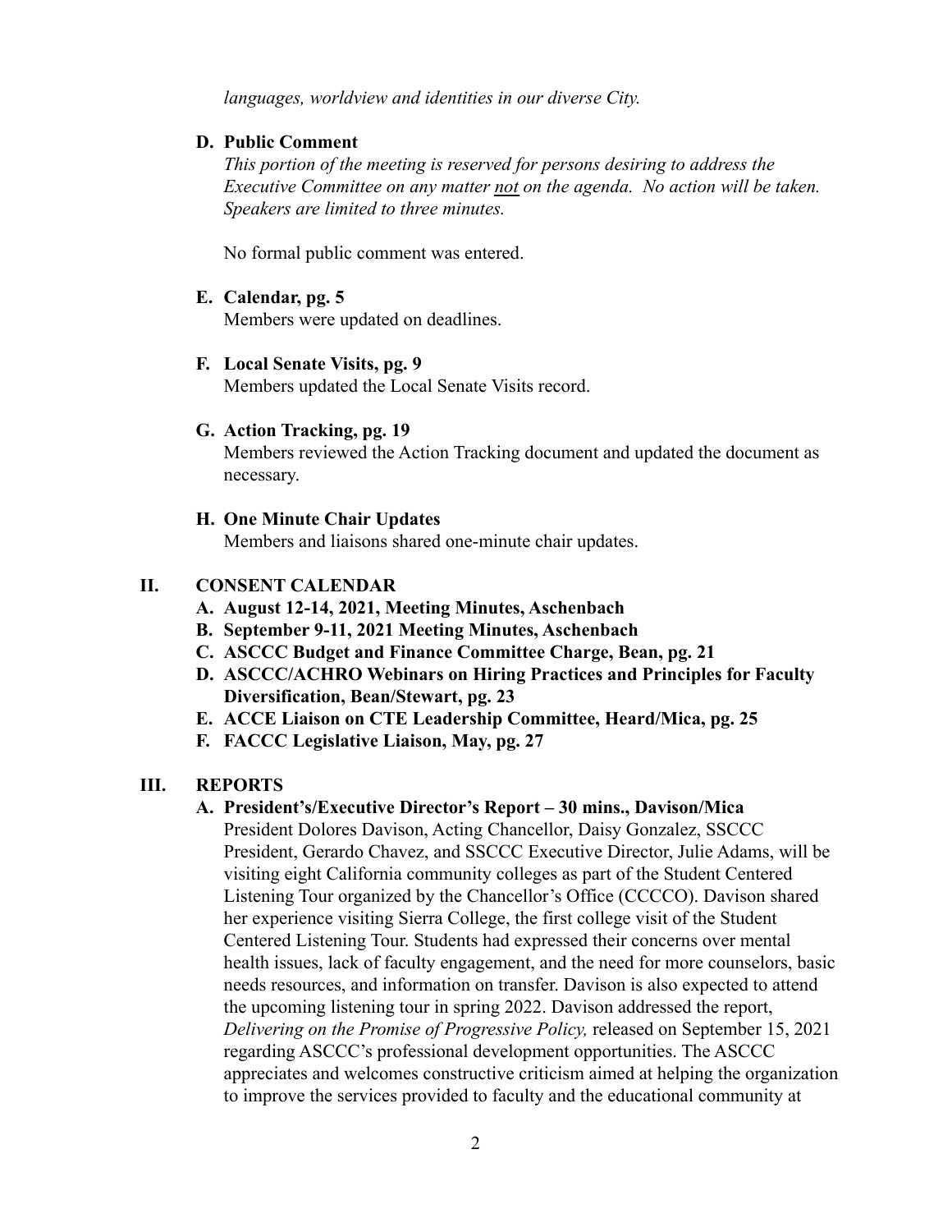*languages, worldview and identities in our diverse City.*

**D. Public Comment**

*This portion of the meeting is reserved for persons desiring to address the Executive Committee on any matter not on the agenda. No action will be taken. Speakers are limited to three minutes.*

No formal public comment was entered.

**E. Calendar, pg. 5**

Members were updated on deadlines.

**F. Local Senate Visits, pg. 9**

Members updated the Local Senate Visits record.

**G. Action Tracking, pg. 19**

Members reviewed the Action Tracking document and updated the document as necessary.

**H. One Minute Chair Updates**

Members and liaisons shared one-minute chair updates.

## II. CONSENT CALENDAR

**A. August 12-14, 2021, Meeting Minutes, Aschenbach**
**B. September 9-11, 2021 Meeting Minutes, Aschenbach**
**C. ASCCC Budget and Finance Committee Charge, Bean, pg. 21**
**D. ASCCC/ACHRO Webinars on Hiring Practices and Principles for Faculty Diversification, Bean/Stewart, pg. 23**
**E. ACCE Liaison on CTE Leadership Committee, Heard/Mica, pg. 25**
**F. FACCC Legislative Liaison, May, pg. 27**

## III. REPORTS

**A. President's/Executive Director's Report – 30 mins., Davison/Mica**

President Dolores Davison, Acting Chancellor, Daisy Gonzalez, SSCCC President, Gerardo Chavez, and SSCCC Executive Director, Julie Adams, will be visiting eight California community colleges as part of the Student Centered Listening Tour organized by the Chancellor's Office (CCCCO). Davison shared her experience visiting Sierra College, the first college visit of the Student Centered Listening Tour. Students had expressed their concerns over mental health issues, lack of faculty engagement, and the need for more counselors, basic needs resources, and information on transfer. Davison is also expected to attend the upcoming listening tour in spring 2022. Davison addressed the report, *Delivering on the Promise of Progressive Policy,* released on September 15, 2021 regarding ASCCC's professional development opportunities. The ASCCC appreciates and welcomes constructive criticism aimed at helping the organization to improve the services provided to faculty and the educational community at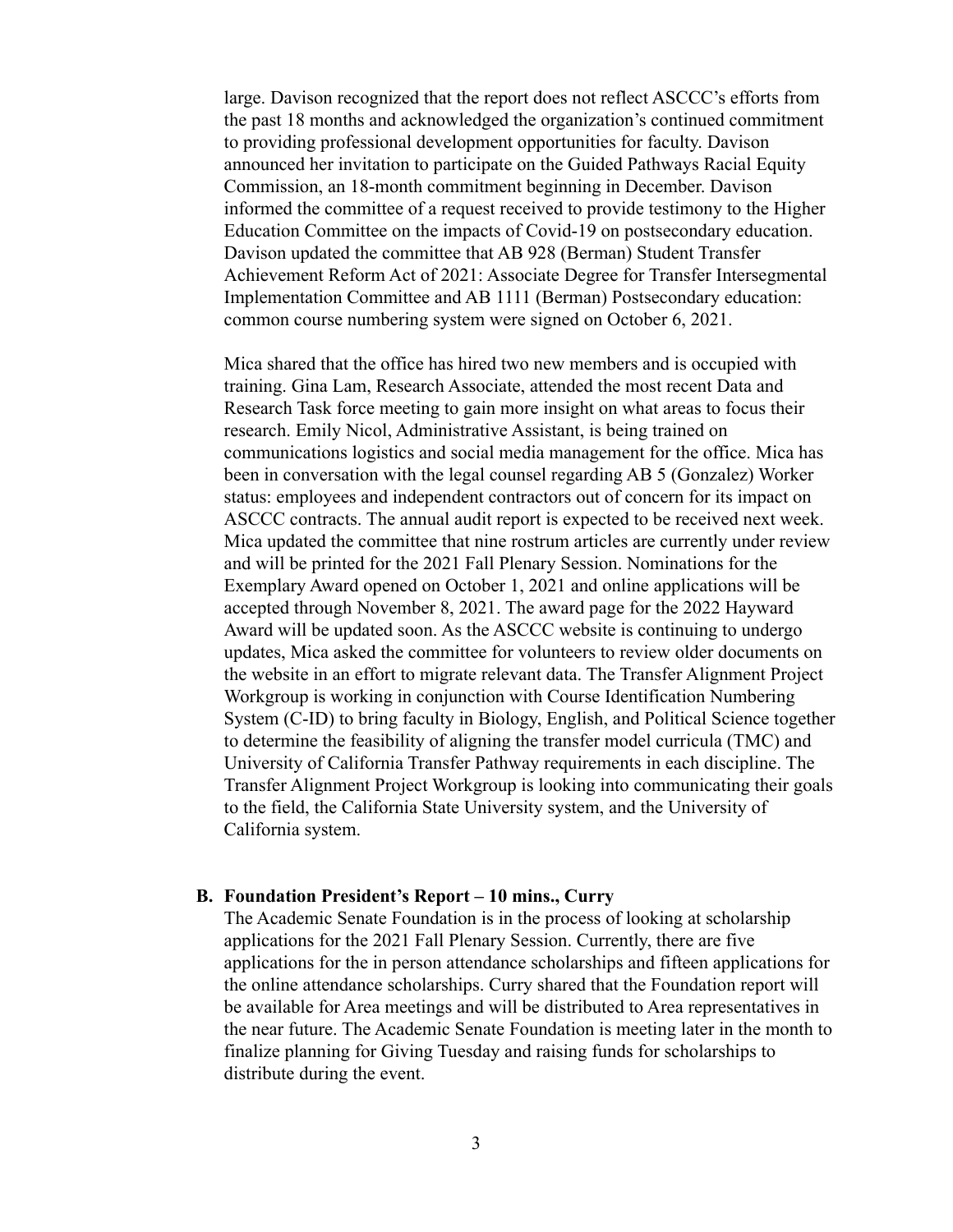large. Davison recognized that the report does not reflect ASCCC's efforts from the past 18 months and acknowledged the organization's continued commitment to providing professional development opportunities for faculty. Davison announced her invitation to participate on the Guided Pathways Racial Equity Commission, an 18-month commitment beginning in December. Davison informed the committee of a request received to provide testimony to the Higher Education Committee on the impacts of Covid-19 on postsecondary education. Davison updated the committee that AB 928 (Berman) Student Transfer Achievement Reform Act of 2021: Associate Degree for Transfer Intersegmental Implementation Committee and AB 1111 (Berman) Postsecondary education: common course numbering system were signed on October 6, 2021.

Mica shared that the office has hired two new members and is occupied with training. Gina Lam, Research Associate, attended the most recent Data and Research Task force meeting to gain more insight on what areas to focus their research. Emily Nicol, Administrative Assistant, is being trained on communications logistics and social media management for the office. Mica has been in conversation with the legal counsel regarding AB 5 (Gonzalez) Worker status: employees and independent contractors out of concern for its impact on ASCCC contracts. The annual audit report is expected to be received next week. Mica updated the committee that nine rostrum articles are currently under review and will be printed for the 2021 Fall Plenary Session. Nominations for the Exemplary Award opened on October 1, 2021 and online applications will be accepted through November 8, 2021. The award page for the 2022 Hayward Award will be updated soon. As the ASCCC website is continuing to undergo updates, Mica asked the committee for volunteers to review older documents on the website in an effort to migrate relevant data. The Transfer Alignment Project Workgroup is working in conjunction with Course Identification Numbering System (C-ID) to bring faculty in Biology, English, and Political Science together to determine the feasibility of aligning the transfer model curricula (TMC) and University of California Transfer Pathway requirements in each discipline. The Transfer Alignment Project Workgroup is looking into communicating their goals to the field, the California State University system, and the University of California system.

**B. Foundation President's Report – 10 mins., Curry**

The Academic Senate Foundation is in the process of looking at scholarship applications for the 2021 Fall Plenary Session. Currently, there are five applications for the in person attendance scholarships and fifteen applications for the online attendance scholarships. Curry shared that the Foundation report will be available for Area meetings and will be distributed to Area representatives in the near future. The Academic Senate Foundation is meeting later in the month to finalize planning for Giving Tuesday and raising funds for scholarships to distribute during the event.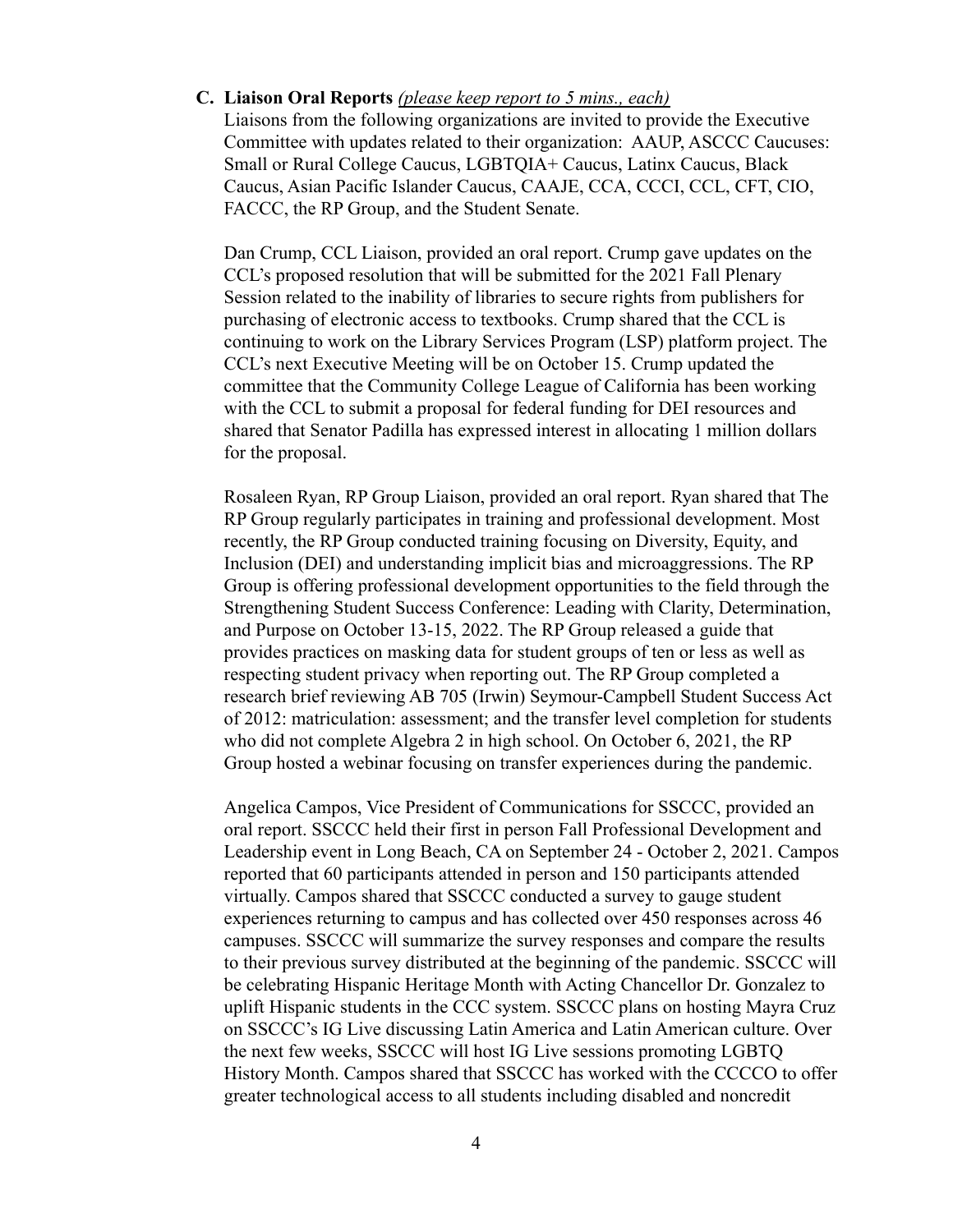**C. Liaison Oral Reports** *(please keep report to 5 mins., each)*

Liaisons from the following organizations are invited to provide the Executive Committee with updates related to their organization: AAUP, ASCCC Caucuses: Small or Rural College Caucus, LGBTQIA+ Caucus, Latinx Caucus, Black Caucus, Asian Pacific Islander Caucus, CAAJE, CCA, CCCI, CCL, CFT, CIO, FACCC, the RP Group, and the Student Senate.

Dan Crump, CCL Liaison, provided an oral report. Crump gave updates on the CCL's proposed resolution that will be submitted for the 2021 Fall Plenary Session related to the inability of libraries to secure rights from publishers for purchasing of electronic access to textbooks. Crump shared that the CCL is continuing to work on the Library Services Program (LSP) platform project. The CCL's next Executive Meeting will be on October 15. Crump updated the committee that the Community College League of California has been working with the CCL to submit a proposal for federal funding for DEI resources and shared that Senator Padilla has expressed interest in allocating 1 million dollars for the proposal.

Rosaleen Ryan, RP Group Liaison, provided an oral report. Ryan shared that The RP Group regularly participates in training and professional development. Most recently, the RP Group conducted training focusing on Diversity, Equity, and Inclusion (DEI) and understanding implicit bias and microaggressions. The RP Group is offering professional development opportunities to the field through the Strengthening Student Success Conference: Leading with Clarity, Determination, and Purpose on October 13-15, 2022. The RP Group released a guide that provides practices on masking data for student groups of ten or less as well as respecting student privacy when reporting out. The RP Group completed a research brief reviewing AB 705 (Irwin) Seymour-Campbell Student Success Act of 2012: matriculation: assessment; and the transfer level completion for students who did not complete Algebra 2 in high school. On October 6, 2021, the RP Group hosted a webinar focusing on transfer experiences during the pandemic.

Angelica Campos, Vice President of Communications for SSCCC, provided an oral report. SSCCC held their first in person Fall Professional Development and Leadership event in Long Beach, CA on September 24 - October 2, 2021. Campos reported that 60 participants attended in person and 150 participants attended virtually. Campos shared that SSCCC conducted a survey to gauge student experiences returning to campus and has collected over 450 responses across 46 campuses. SSCCC will summarize the survey responses and compare the results to their previous survey distributed at the beginning of the pandemic. SSCCC will be celebrating Hispanic Heritage Month with Acting Chancellor Dr. Gonzalez to uplift Hispanic students in the CCC system. SSCCC plans on hosting Mayra Cruz on SSCCC's IG Live discussing Latin America and Latin American culture. Over the next few weeks, SSCCC will host IG Live sessions promoting LGBTQ History Month. Campos shared that SSCCC has worked with the CCCCO to offer greater technological access to all students including disabled and noncredit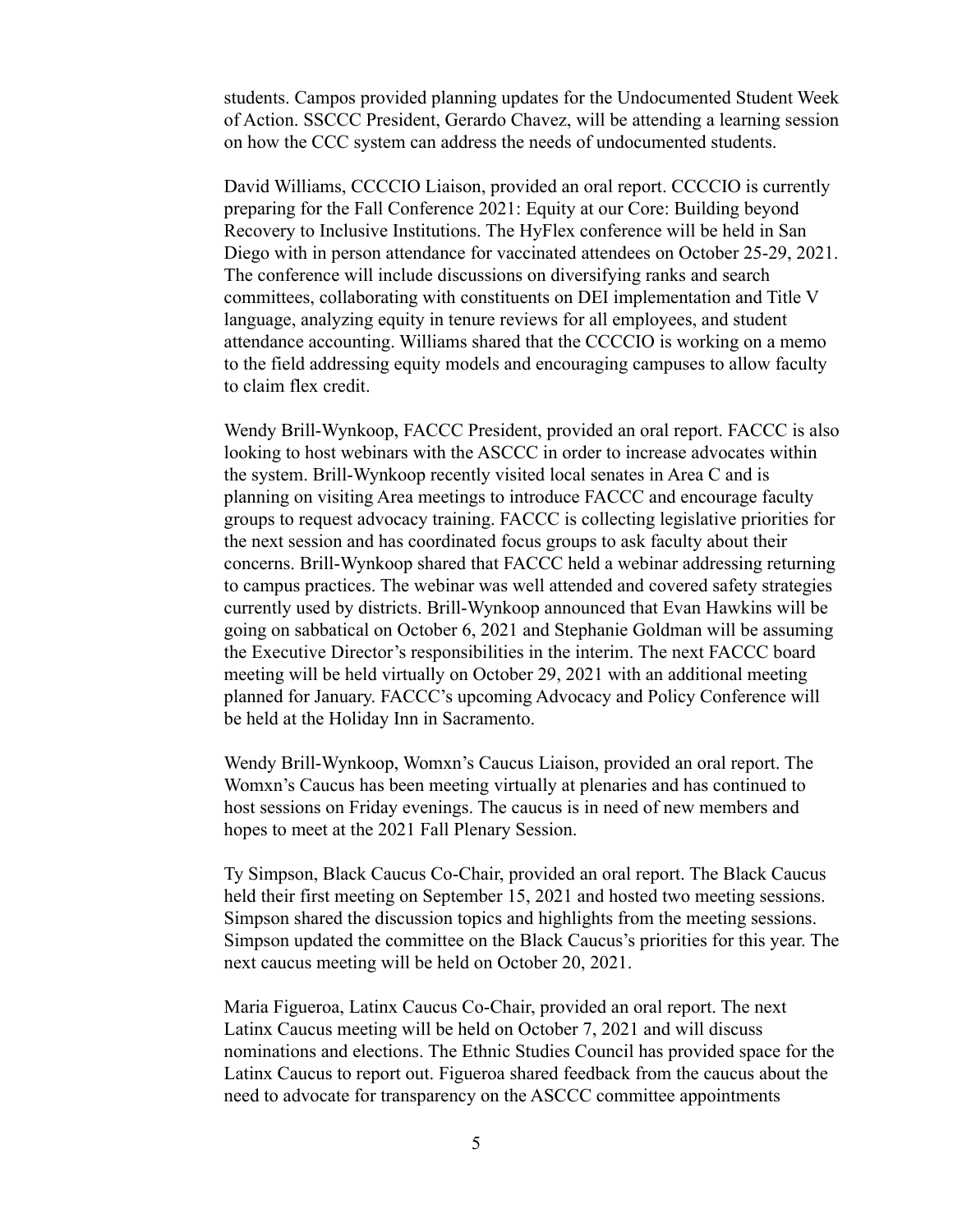students. Campos provided planning updates for the Undocumented Student Week of Action. SSCCC President, Gerardo Chavez, will be attending a learning session on how the CCC system can address the needs of undocumented students.

David Williams, CCCCIO Liaison, provided an oral report. CCCCIO is currently preparing for the Fall Conference 2021: Equity at our Core: Building beyond Recovery to Inclusive Institutions. The HyFlex conference will be held in San Diego with in person attendance for vaccinated attendees on October 25-29, 2021. The conference will include discussions on diversifying ranks and search committees, collaborating with constituents on DEI implementation and Title V language, analyzing equity in tenure reviews for all employees, and student attendance accounting. Williams shared that the CCCCIO is working on a memo to the field addressing equity models and encouraging campuses to allow faculty to claim flex credit.

Wendy Brill-Wynkoop, FACCC President, provided an oral report. FACCC is also looking to host webinars with the ASCCC in order to increase advocates within the system. Brill-Wynkoop recently visited local senates in Area C and is planning on visiting Area meetings to introduce FACCC and encourage faculty groups to request advocacy training. FACCC is collecting legislative priorities for the next session and has coordinated focus groups to ask faculty about their concerns. Brill-Wynkoop shared that FACCC held a webinar addressing returning to campus practices. The webinar was well attended and covered safety strategies currently used by districts. Brill-Wynkoop announced that Evan Hawkins will be going on sabbatical on October 6, 2021 and Stephanie Goldman will be assuming the Executive Director's responsibilities in the interim. The next FACCC board meeting will be held virtually on October 29, 2021 with an additional meeting planned for January. FACCC's upcoming Advocacy and Policy Conference will be held at the Holiday Inn in Sacramento.

Wendy Brill-Wynkoop, Womxn's Caucus Liaison, provided an oral report. The Womxn's Caucus has been meeting virtually at plenaries and has continued to host sessions on Friday evenings. The caucus is in need of new members and hopes to meet at the 2021 Fall Plenary Session.

Ty Simpson, Black Caucus Co-Chair, provided an oral report. The Black Caucus held their first meeting on September 15, 2021 and hosted two meeting sessions. Simpson shared the discussion topics and highlights from the meeting sessions. Simpson updated the committee on the Black Caucus's priorities for this year. The next caucus meeting will be held on October 20, 2021.

Maria Figueroa, Latinx Caucus Co-Chair, provided an oral report. The next Latinx Caucus meeting will be held on October 7, 2021 and will discuss nominations and elections. The Ethnic Studies Council has provided space for the Latinx Caucus to report out. Figueroa shared feedback from the caucus about the need to advocate for transparency on the ASCCC committee appointments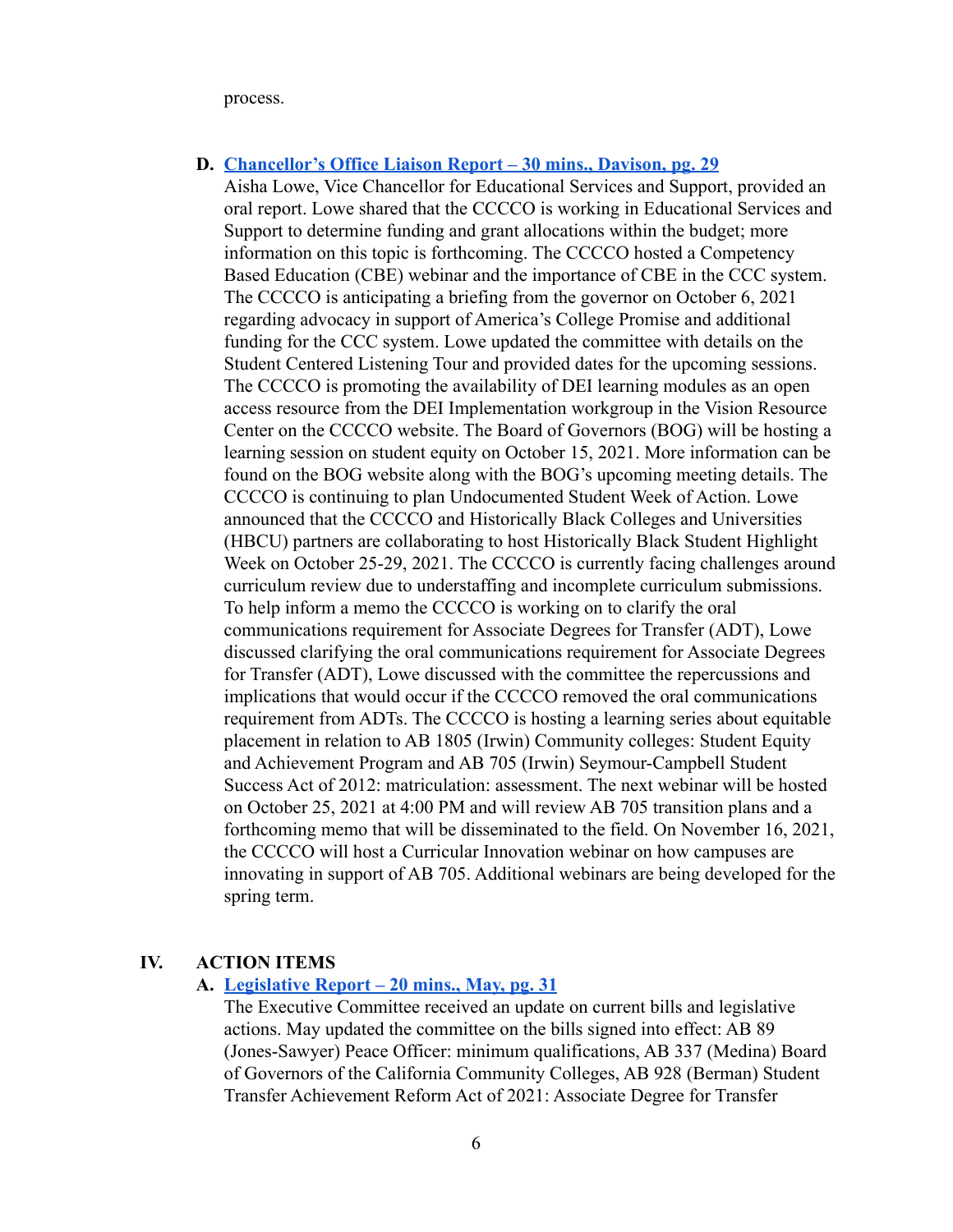process.

**D. [Chancellor's Office Liaison Report – 30 mins., Davison, pg. 29]()**

Aisha Lowe, Vice Chancellor for Educational Services and Support, provided an oral report. Lowe shared that the CCCCO is working in Educational Services and Support to determine funding and grant allocations within the budget; more information on this topic is forthcoming. The CCCCO hosted a Competency Based Education (CBE) webinar and the importance of CBE in the CCC system. The CCCCO is anticipating a briefing from the governor on October 6, 2021 regarding advocacy in support of America's College Promise and additional funding for the CCC system. Lowe updated the committee with details on the Student Centered Listening Tour and provided dates for the upcoming sessions. The CCCCO is promoting the availability of DEI learning modules as an open access resource from the DEI Implementation workgroup in the Vision Resource Center on the CCCCO website. The Board of Governors (BOG) will be hosting a learning session on student equity on October 15, 2021. More information can be found on the BOG website along with the BOG's upcoming meeting details. The CCCCO is continuing to plan Undocumented Student Week of Action. Lowe announced that the CCCCO and Historically Black Colleges and Universities (HBCU) partners are collaborating to host Historically Black Student Highlight Week on October 25-29, 2021. The CCCCO is currently facing challenges around curriculum review due to understaffing and incomplete curriculum submissions. To help inform a memo the CCCCO is working on to clarify the oral communications requirement for Associate Degrees for Transfer (ADT), Lowe discussed clarifying the oral communications requirement for Associate Degrees for Transfer (ADT), Lowe discussed with the committee the repercussions and implications that would occur if the CCCCO removed the oral communications requirement from ADTs. The CCCCO is hosting a learning series about equitable placement in relation to AB 1805 (Irwin) Community colleges: Student Equity and Achievement Program and AB 705 (Irwin) Seymour-Campbell Student Success Act of 2012: matriculation: assessment. The next webinar will be hosted on October 25, 2021 at 4:00 PM and will review AB 705 transition plans and a forthcoming memo that will be disseminated to the field. On November 16, 2021, the CCCCO will host a Curricular Innovation webinar on how campuses are innovating in support of AB 705. Additional webinars are being developed for the spring term.

## IV. ACTION ITEMS

**A. [Legislative Report – 20 mins., May, pg. 31]()**

The Executive Committee received an update on current bills and legislative actions. May updated the committee on the bills signed into effect: AB 89 (Jones-Sawyer) Peace Officer: minimum qualifications, AB 337 (Medina) Board of Governors of the California Community Colleges, AB 928 (Berman) Student Transfer Achievement Reform Act of 2021: Associate Degree for Transfer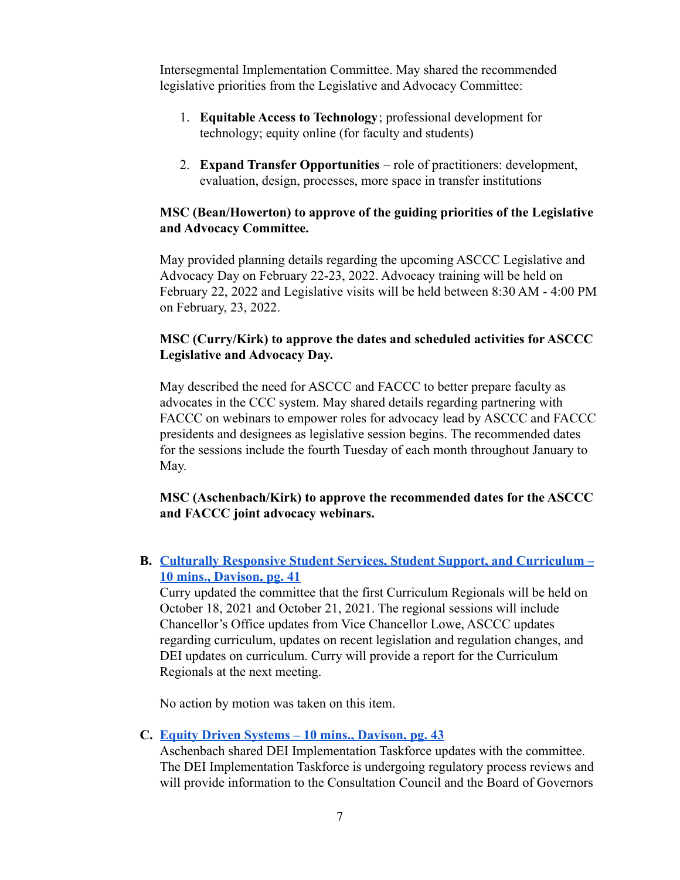Intersegmental Implementation Committee. May shared the recommended legislative priorities from the Legislative and Advocacy Committee:

1. **Equitable Access to Technology**; professional development for technology; equity online (for faculty and students)
2. **Expand Transfer Opportunities** – role of practitioners: development, evaluation, design, processes, more space in transfer institutions

**MSC (Bean/Howerton) to approve of the guiding priorities of the Legislative and Advocacy Committee.**

May provided planning details regarding the upcoming ASCCC Legislative and Advocacy Day on February 22-23, 2022. Advocacy training will be held on February 22, 2022 and Legislative visits will be held between 8:30 AM - 4:00 PM on February, 23, 2022.

**MSC (Curry/Kirk) to approve the dates and scheduled activities for ASCCC Legislative and Advocacy Day.**

May described the need for ASCCC and FACCC to better prepare faculty as advocates in the CCC system. May shared details regarding partnering with FACCC on webinars to empower roles for advocacy lead by ASCCC and FACCC presidents and designees as legislative session begins. The recommended dates for the sessions include the fourth Tuesday of each month throughout January to May.

**MSC (Aschenbach/Kirk) to approve the recommended dates for the ASCCC and FACCC joint advocacy webinars.**

**B. Culturally Responsive Student Services, Student Support, and Curriculum – 10 mins., Davison, pg. 41**

Curry updated the committee that the first Curriculum Regionals will be held on October 18, 2021 and October 21, 2021. The regional sessions will include Chancellor's Office updates from Vice Chancellor Lowe, ASCCC updates regarding curriculum, updates on recent legislation and regulation changes, and DEI updates on curriculum. Curry will provide a report for the Curriculum Regionals at the next meeting.

No action by motion was taken on this item.

**C. Equity Driven Systems – 10 mins., Davison, pg. 43**

Aschenbach shared DEI Implementation Taskforce updates with the committee. The DEI Implementation Taskforce is undergoing regulatory process reviews and will provide information to the Consultation Council and the Board of Governors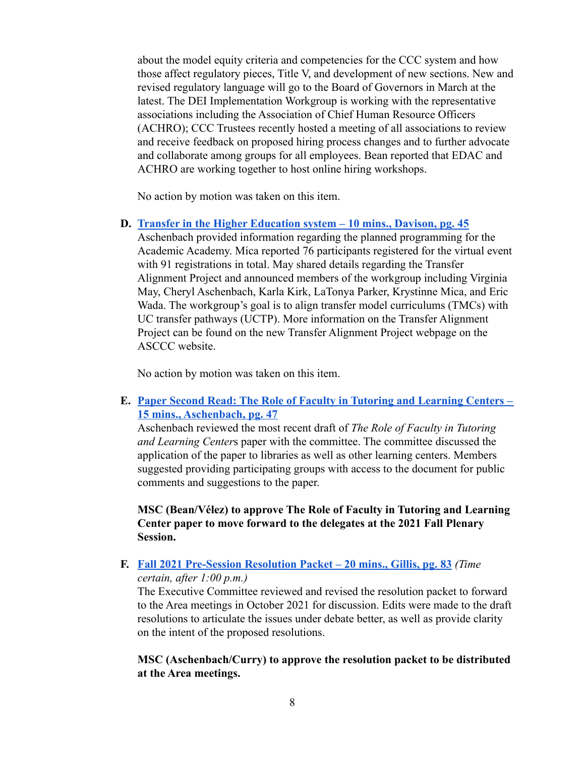about the model equity criteria and competencies for the CCC system and how those affect regulatory pieces, Title V, and development of new sections. New and revised regulatory language will go to the Board of Governors in March at the latest. The DEI Implementation Workgroup is working with the representative associations including the Association of Chief Human Resource Officers (ACHRO); CCC Trustees recently hosted a meeting of all associations to review and receive feedback on proposed hiring process changes and to further advocate and collaborate among groups for all employees. Bean reported that EDAC and ACHRO are working together to host online hiring workshops.

No action by motion was taken on this item.

**D. Transfer in the Higher Education system – 10 mins., Davison, pg. 45**

Aschenbach provided information regarding the planned programming for the Academic Academy. Mica reported 76 participants registered for the virtual event with 91 registrations in total. May shared details regarding the Transfer Alignment Project and announced members of the workgroup including Virginia May, Cheryl Aschenbach, Karla Kirk, LaTonya Parker, Krystinne Mica, and Eric Wada. The workgroup's goal is to align transfer model curriculums (TMCs) with UC transfer pathways (UCTP). More information on the Transfer Alignment Project can be found on the new Transfer Alignment Project webpage on the ASCCC website.

No action by motion was taken on this item.

**E. Paper Second Read: The Role of Faculty in Tutoring and Learning Centers – 15 mins., Aschenbach, pg. 47**

Aschenbach reviewed the most recent draft of *The Role of Faculty in Tutoring and Learning Center*s paper with the committee. The committee discussed the application of the paper to libraries as well as other learning centers. Members suggested providing participating groups with access to the document for public comments and suggestions to the paper.

**MSC (Bean/Vélez) to approve The Role of Faculty in Tutoring and Learning Center paper to move forward to the delegates at the 2021 Fall Plenary Session.**

**F. Fall 2021 Pre-Session Resolution Packet – 20 mins., Gillis, pg. 83** *(Time certain, after 1:00 p.m.)*

The Executive Committee reviewed and revised the resolution packet to forward to the Area meetings in October 2021 for discussion. Edits were made to the draft resolutions to articulate the issues under debate better, as well as provide clarity on the intent of the proposed resolutions.

**MSC (Aschenbach/Curry) to approve the resolution packet to be distributed at the Area meetings.**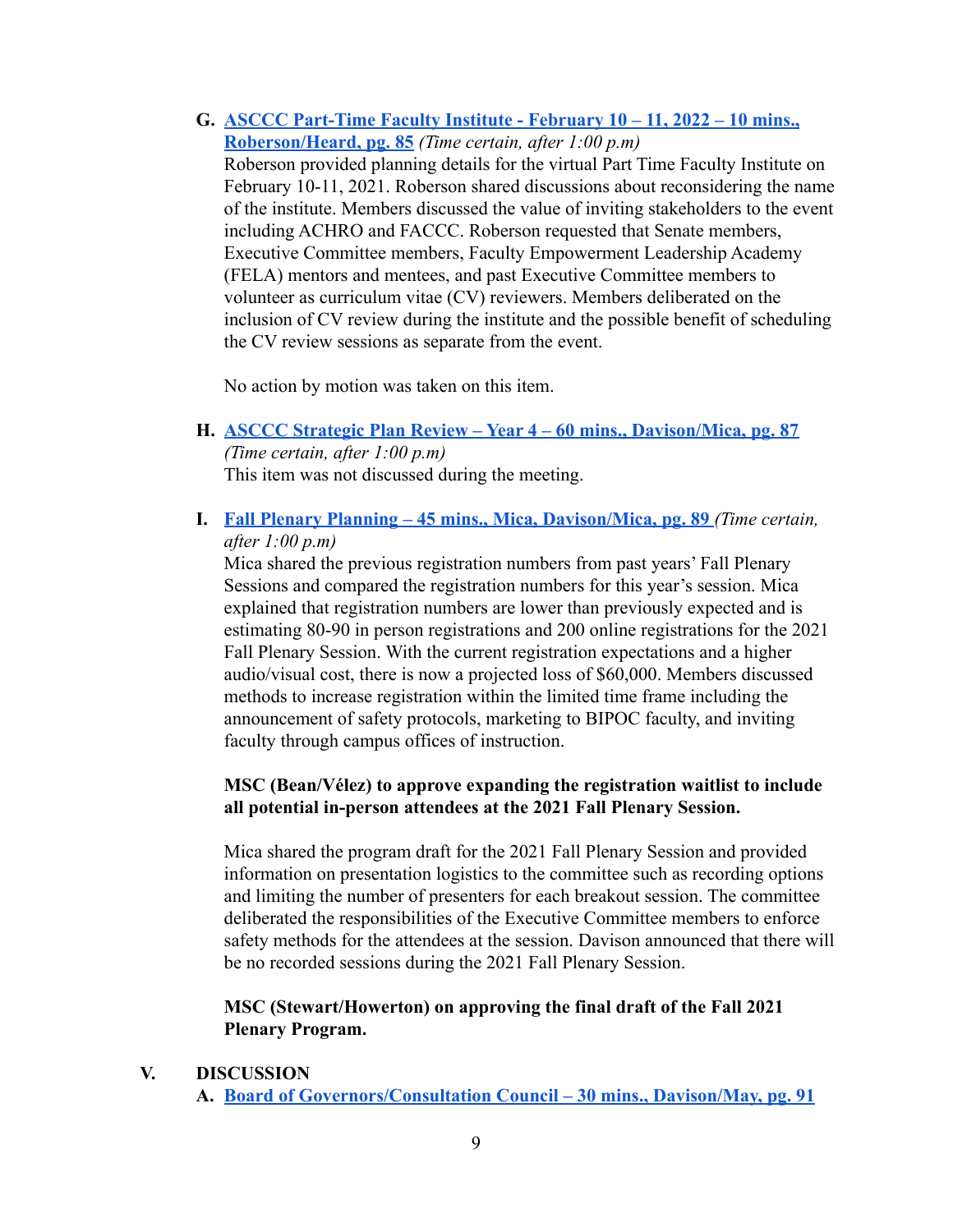**G. ASCCC Part-Time Faculty Institute - February 10 – 11, 2022 – 10 mins., Roberson/Heard, pg. 85** *(Time certain, after 1:00 p.m)*

Roberson provided planning details for the virtual Part Time Faculty Institute on February 10-11, 2021. Roberson shared discussions about reconsidering the name of the institute. Members discussed the value of inviting stakeholders to the event including ACHRO and FACCC. Roberson requested that Senate members, Executive Committee members, Faculty Empowerment Leadership Academy (FELA) mentors and mentees, and past Executive Committee members to volunteer as curriculum vitae (CV) reviewers. Members deliberated on the inclusion of CV review during the institute and the possible benefit of scheduling the CV review sessions as separate from the event.

No action by motion was taken on this item.

**H. ASCCC Strategic Plan Review – Year 4 – 60 mins., Davison/Mica, pg. 87** *(Time certain, after 1:00 p.m)*

This item was not discussed during the meeting.

**I. Fall Plenary Planning – 45 mins., Mica, Davison/Mica, pg. 89** *(Time certain, after 1:00 p.m)*

Mica shared the previous registration numbers from past years' Fall Plenary Sessions and compared the registration numbers for this year's session. Mica explained that registration numbers are lower than previously expected and is estimating 80-90 in person registrations and 200 online registrations for the 2021 Fall Plenary Session. With the current registration expectations and a higher audio/visual cost, there is now a projected loss of $60,000. Members discussed methods to increase registration within the limited time frame including the announcement of safety protocols, marketing to BIPOC faculty, and inviting faculty through campus offices of instruction.

**MSC (Bean/Vélez) to approve expanding the registration waitlist to include all potential in-person attendees at the 2021 Fall Plenary Session.**

Mica shared the program draft for the 2021 Fall Plenary Session and provided information on presentation logistics to the committee such as recording options and limiting the number of presenters for each breakout session. The committee deliberated the responsibilities of the Executive Committee members to enforce safety methods for the attendees at the session. Davison announced that there will be no recorded sessions during the 2021 Fall Plenary Session.

**MSC (Stewart/Howerton) on approving the final draft of the Fall 2021 Plenary Program.**

## V. DISCUSSION

**A. Board of Governors/Consultation Council – 30 mins., Davison/May, pg. 91**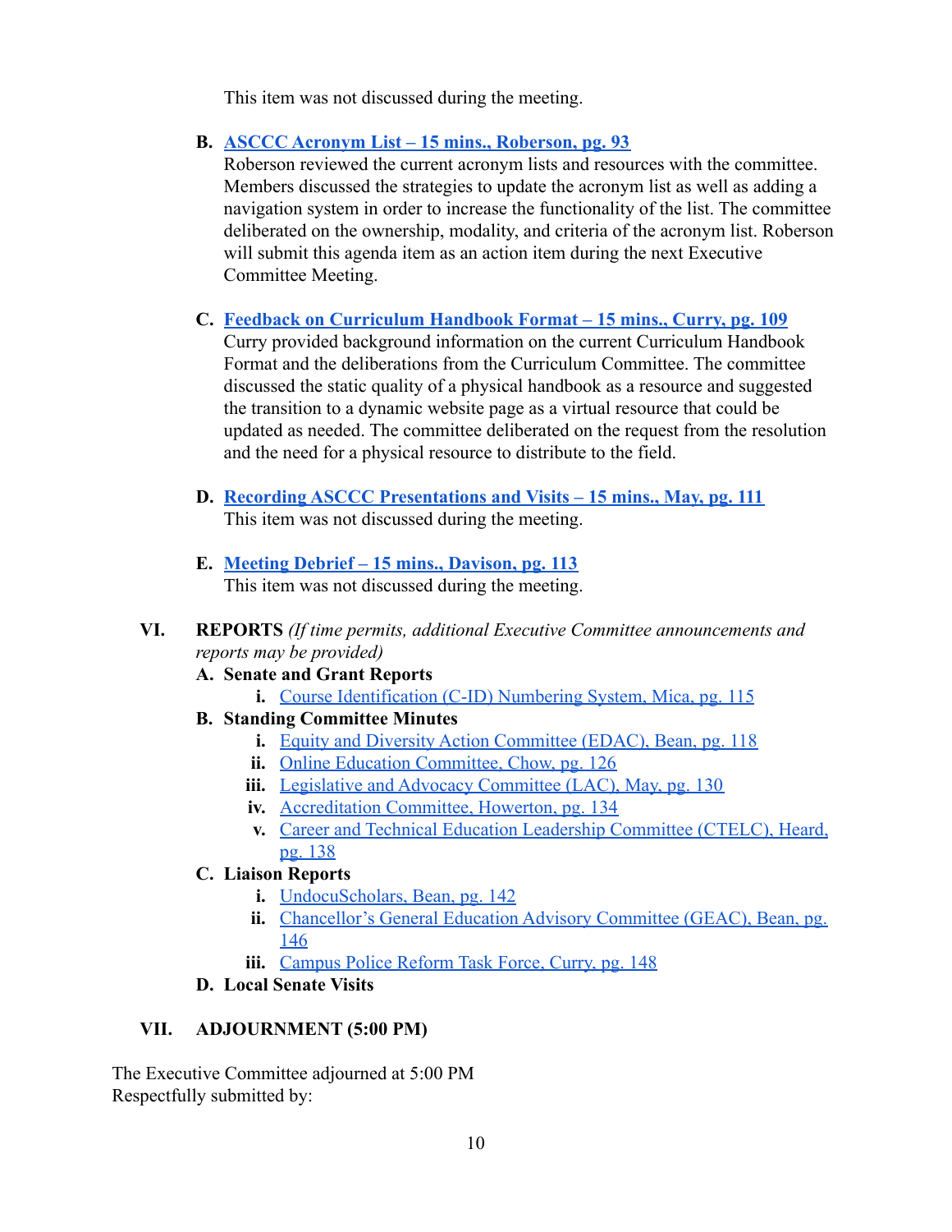This item was not discussed during the meeting.

**B. ASCCC Acronym List – 15 mins., Roberson, pg. 93**

Roberson reviewed the current acronym lists and resources with the committee. Members discussed the strategies to update the acronym list as well as adding a navigation system in order to increase the functionality of the list. The committee deliberated on the ownership, modality, and criteria of the acronym list. Roberson will submit this agenda item as an action item during the next Executive Committee Meeting.

**C. Feedback on Curriculum Handbook Format – 15 mins., Curry, pg. 109**

Curry provided background information on the current Curriculum Handbook Format and the deliberations from the Curriculum Committee. The committee discussed the static quality of a physical handbook as a resource and suggested the transition to a dynamic website page as a virtual resource that could be updated as needed. The committee deliberated on the request from the resolution and the need for a physical resource to distribute to the field.

**D. Recording ASCCC Presentations and Visits – 15 mins., May, pg. 111**

This item was not discussed during the meeting.

**E. Meeting Debrief – 15 mins., Davison, pg. 113**

This item was not discussed during the meeting.

## VI. REPORTS *(If time permits, additional Executive Committee announcements and reports may be provided)*

**A. Senate and Grant Reports**

i. Course Identification (C-ID) Numbering System, Mica, pg. 115

**B. Standing Committee Minutes**

i. Equity and Diversity Action Committee (EDAC), Bean, pg. 118
ii. Online Education Committee, Chow, pg. 126
iii. Legislative and Advocacy Committee (LAC), May, pg. 130
iv. Accreditation Committee, Howerton, pg. 134
v. Career and Technical Education Leadership Committee (CTELC), Heard, pg. 138

**C. Liaison Reports**

i. UndocuScholars, Bean, pg. 142
ii. Chancellor's General Education Advisory Committee (GEAC), Bean, pg. 146
iii. Campus Police Reform Task Force, Curry, pg. 148

**D. Local Senate Visits**

## VII. ADJOURNMENT (5:00 PM)

The Executive Committee adjourned at 5:00 PM
Respectfully submitted by: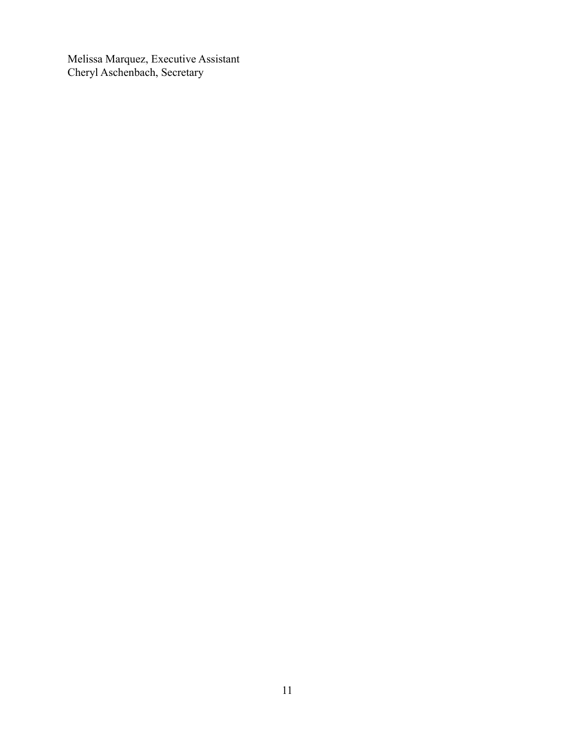Melissa Marquez, Executive Assistant
Cheryl Aschenbach, Secretary